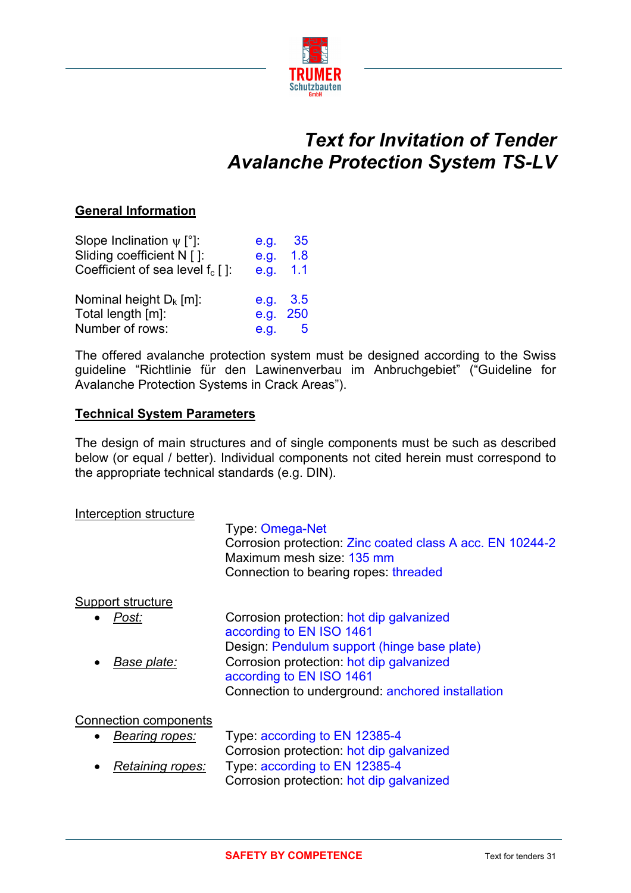# Text for Invitation of Tender Avalanche Protection System TS-LV

## General Information

| | |
|---|---|
| Slope Inclination $\psi$ [°]: | e.g. 35 |
| Sliding coefficient N [ ]: | e.g. 1.8 |
| Coefficient of sea level $f_c$ [ ]: | e.g. 1.1 |
| Nominal height $D_k$ [m]: | e.g. 3.5 |
| Total length [m]: | e.g. 250 |
| Number of rows: | e.g. 5 |

The offered avalanche protection system must be designed according to the Swiss guideline "Richtlinie für den Lawinenverbau im Anbruchgebiet" ("Guideline for Avalanche Protection Systems in Crack Areas").

## Technical System Parameters

The design of main structures and of single components must be such as described below (or equal / better). Individual components not cited herein must correspond to the appropriate technical standards (e.g. DIN).

### Interception structure

Type: Omega-Net
Corrosion protection: Zinc coated class A acc. EN 10244-2
Maximum mesh size: 135 mm
Connection to bearing ropes: threaded

### Support structure

- *Post:*
  Corrosion protection: hot dip galvanized according to EN ISO 1461
  Design: Pendulum support (hinge base plate)
- *Base plate:*
  Corrosion protection: hot dip galvanized according to EN ISO 1461
  Connection to underground: anchored installation

### Connection components

- *Bearing ropes:*
  Type: according to EN 12385-4
  Corrosion protection: hot dip galvanized
- *Retaining ropes:*
  Type: according to EN 12385-4
  Corrosion protection: hot dip galvanized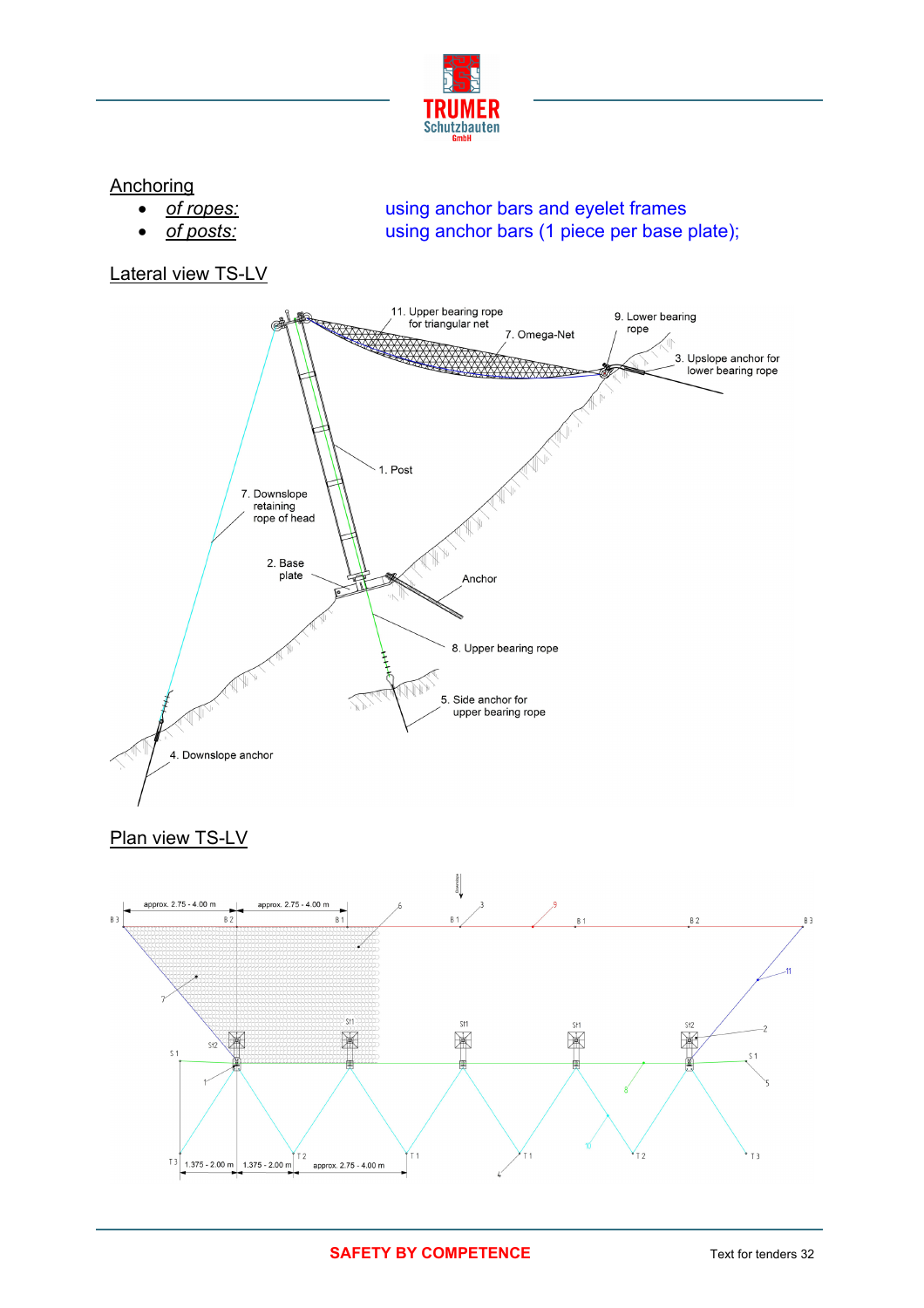Anchoring

- *of ropes:* using anchor bars and eyelet frames
- *of posts:* using anchor bars (1 piece per base plate);

Lateral view TS-LV

11. Upper bearing rope for triangular net
7. Omega-Net
9. Lower bearing rope
3. Upslope anchor for lower bearing rope
1. Post
7. Downslope retaining rope of head
2. Base plate
Anchor
8. Upper bearing rope
5. Side anchor for upper bearing rope
4. Downslope anchor

Plan view TS-LV

approx. 2.75 - 4.00 m
approx. 2.75 - 4.00 m
B 3
B 2
B 1
B 1
B 1
B 2
B 3
6
3
9
11
7
2
St1
St1
St1
St2
St2
S 1
S 1
1
5
8
10
T 3
T 2
T 1
T 1
T 2
T 3
4
1.375 - 2.00 m
1.375 - 2.00 m
approx. 2.75 - 4.00 m